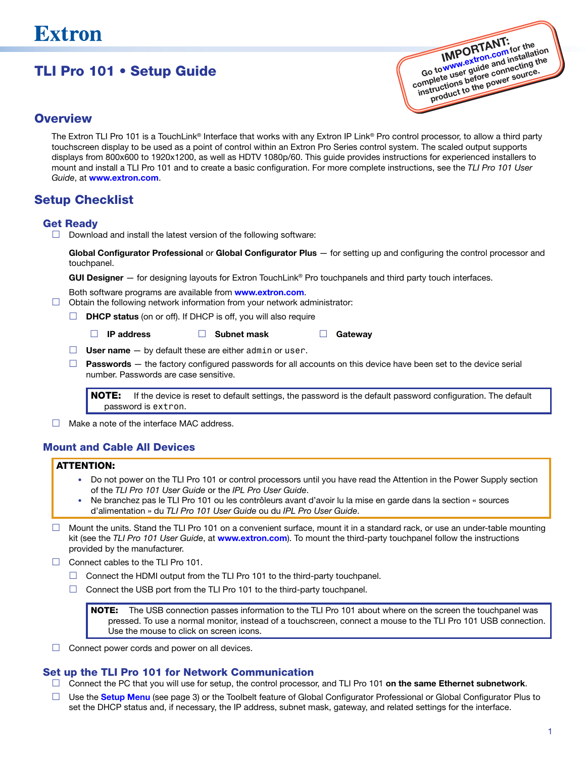Extron

# TLI Pro 101 • Setup Guide

**IMPORTANT:** Go to **www.extron.com** for the complete user guide and installation instructions before connecting the product to the power source.

## Overview

The Extron TLI Pro 101 is a TouchLink® Interface that works with any Extron IP Link® Pro control processor, to allow a third party touchscreen display to be used as a point of control within an Extron Pro Series control system. The scaled output supports displays from 800x600 to 1920x1200, as well as HDTV 1080p/60. This guide provides instructions for experienced installers to mount and install a TLI Pro 101 and to create a basic configuration. For more complete instructions, see the *TLI Pro 101 User Guide*, at **www.extron.com**.

## Setup Checklist

### Get Ready

- ☐ Download and install the latest version of the following software:

  **Global Configurator Professional** or **Global Configurator Plus** — for setting up and configuring the control processor and touchpanel.

  **GUI Designer** — for designing layouts for Extron TouchLink® Pro touchpanels and third party touch interfaces.

  Both software programs are available from **www.extron.com**.
- ☐ Obtain the following network information from your network administrator:
  - ☐ **DHCP status** (on or off). If DHCP is off, you will also require
    - ☐ **IP address** ☐ **Subnet mask** ☐ **Gateway**
  - ☐ **User name** — by default these are either `admin` or `user`.
  - ☐ **Passwords** — the factory configured passwords for all accounts on this device have been set to the device serial number. Passwords are case sensitive.

  > **NOTE:** If the device is reset to default settings, the password is the default password configuration. The default password is `extron`.
- ☐ Make a note of the interface MAC address.

### Mount and Cable All Devices

> **ATTENTION:**
> - Do not power on the TLI Pro 101 or control processors until you have read the Attention in the Power Supply section of the *TLI Pro 101 User Guide* or the *IPL Pro User Guide*.
> - Ne branchez pas le TLI Pro 101 ou les contrôleurs avant d'avoir lu la mise en garde dans la section « sources d'alimentation » du *TLI Pro 101 User Guide* ou du *IPL Pro User Guide*.

- ☐ Mount the units. Stand the TLI Pro 101 on a convenient surface, mount it in a standard rack, or use an under-table mounting kit (see the *TLI Pro 101 User Guide*, at **www.extron.com**). To mount the third-party touchpanel follow the instructions provided by the manufacturer.
- ☐ Connect cables to the TLI Pro 101.
  - ☐ Connect the HDMI output from the TLI Pro 101 to the third-party touchpanel.
  - ☐ Connect the USB port from the TLI Pro 101 to the third-party touchpanel.

  > **NOTE:** The USB connection passes information to the TLI Pro 101 about where on the screen the touchpanel was pressed. To use a normal monitor, instead of a touchscreen, connect a mouse to the TLI Pro 101 USB connection. Use the mouse to click on screen icons.
- ☐ Connect power cords and power on all devices.

### Set up the TLI Pro 101 for Network Communication

- ☐ Connect the PC that you will use for setup, the control processor, and TLI Pro 101 **on the same Ethernet subnetwork**.
- ☐ Use the **Setup Menu** (see page 3) or the Toolbelt feature of Global Configurator Professional or Global Configurator Plus to set the DHCP status and, if necessary, the IP address, subnet mask, gateway, and related settings for the interface.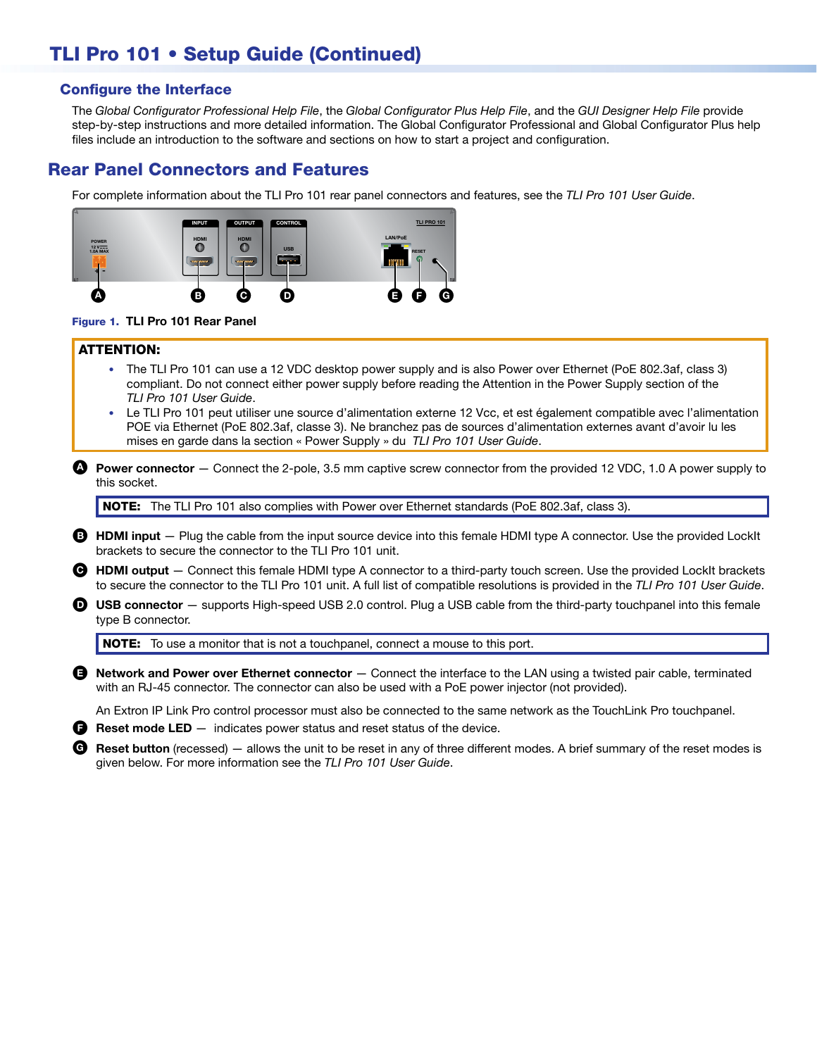## TLI Pro 101 • Setup Guide (Continued)

### Configure the Interface

The *Global Configurator Professional Help File*, the *Global Configurator Plus Help File*, and the *GUI Designer Help File* provide step-by-step instructions and more detailed information. The Global Configurator Professional and Global Configurator Plus help files include an introduction to the software and sections on how to start a project and configuration.

## Rear Panel Connectors and Features

For complete information about the TLI Pro 101 rear panel connectors and features, see the *TLI Pro 101 User Guide*.

**Figure 1. TLI Pro 101 Rear Panel**

**ATTENTION:**

- The TLI Pro 101 can use a 12 VDC desktop power supply and is also Power over Ethernet (PoE 802.3af, class 3) compliant. Do not connect either power supply before reading the Attention in the Power Supply section of the *TLI Pro 101 User Guide*.
- Le TLI Pro 101 peut utiliser une source d'alimentation externe 12 Vcc, et est également compatible avec l'alimentation POE via Ethernet (PoE 802.3af, classe 3). Ne branchez pas de sources d'alimentation externes avant d'avoir lu les mises en garde dans la section « Power Supply » du *TLI Pro 101 User Guide*.

**A** **Power connector** — Connect the 2-pole, 3.5 mm captive screw connector from the provided 12 VDC, 1.0 A power supply to this socket.

**NOTE:** The TLI Pro 101 also complies with Power over Ethernet standards (PoE 802.3af, class 3).

**B** **HDMI input** — Plug the cable from the input source device into this female HDMI type A connector. Use the provided LockIt brackets to secure the connector to the TLI Pro 101 unit.

**C** **HDMI output** — Connect this female HDMI type A connector to a third-party touch screen. Use the provided LockIt brackets to secure the connector to the TLI Pro 101 unit. A full list of compatible resolutions is provided in the *TLI Pro 101 User Guide*.

**D** **USB connector** — supports High-speed USB 2.0 control. Plug a USB cable from the third-party touchpanel into this female type B connector.

**NOTE:** To use a monitor that is not a touchpanel, connect a mouse to this port.

**E** **Network and Power over Ethernet connector** — Connect the interface to the LAN using a twisted pair cable, terminated with an RJ-45 connector. The connector can also be used with a PoE power injector (not provided).

An Extron IP Link Pro control processor must also be connected to the same network as the TouchLink Pro touchpanel.

**F** **Reset mode LED** — indicates power status and reset status of the device.

**G** **Reset button** (recessed) — allows the unit to be reset in any of three different modes. A brief summary of the reset modes is given below. For more information see the *TLI Pro 101 User Guide*.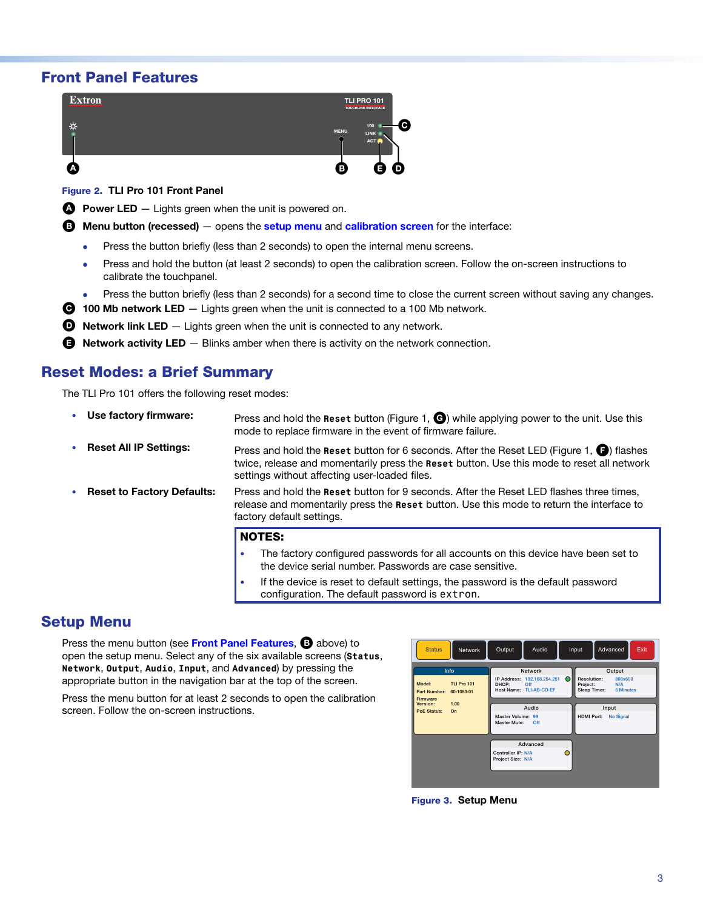## Front Panel Features

Figure 2. TLI Pro 101 Front Panel

**A** **Power LED** — Lights green when the unit is powered on.

**B** **Menu button (recessed)** — opens the **setup menu** and **calibration screen** for the interface:

- Press the button briefly (less than 2 seconds) to open the internal menu screens.
- Press and hold the button (at least 2 seconds) to open the calibration screen. Follow the on-screen instructions to calibrate the touchpanel.
- Press the button briefly (less than 2 seconds) for a second time to close the current screen without saving any changes.

**C** **100 Mb network LED** — Lights green when the unit is connected to a 100 Mb network.

**D** **Network link LED** — Lights green when the unit is connected to any network.

**E** **Network activity LED** — Blinks amber when there is activity on the network connection.

## Reset Modes: a Brief Summary

The TLI Pro 101 offers the following reset modes:

- **Use factory firmware:** Press and hold the **Reset** button (Figure 1, G) while applying power to the unit. Use this mode to replace firmware in the event of firmware failure.
- **Reset All IP Settings:** Press and hold the **Reset** button for 6 seconds. After the Reset LED (Figure 1, F) flashes twice, release and momentarily press the **Reset** button. Use this mode to reset all network settings without affecting user-loaded files.
- **Reset to Factory Defaults:** Press and hold the **Reset** button for 9 seconds. After the Reset LED flashes three times, release and momentarily press the **Reset** button. Use this mode to return the interface to factory default settings.

**NOTES:**
- The factory configured passwords for all accounts on this device have been set to the device serial number. Passwords are case sensitive.
- If the device is reset to default settings, the password is the default password configuration. The default password is `extron`.

## Setup Menu

Press the menu button (see **Front Panel Features**, B above) to open the setup menu. Select any of the six available screens (**Status**, **Network**, **Output**, **Audio**, **Input**, and **Advanced**) by pressing the appropriate button in the navigation bar at the top of the screen.

Press the menu button for at least 2 seconds to open the calibration screen. Follow the on-screen instructions.

Figure 3. Setup Menu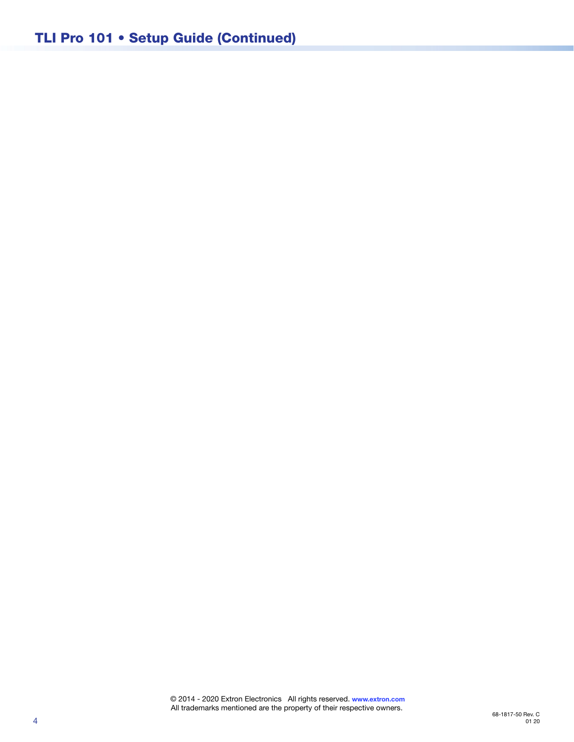© 2014 - 2020 Extron Electronics All rights reserved. www.extron.com
All trademarks mentioned are the property of their respective owners.

68-1817-50 Rev. C
01 20